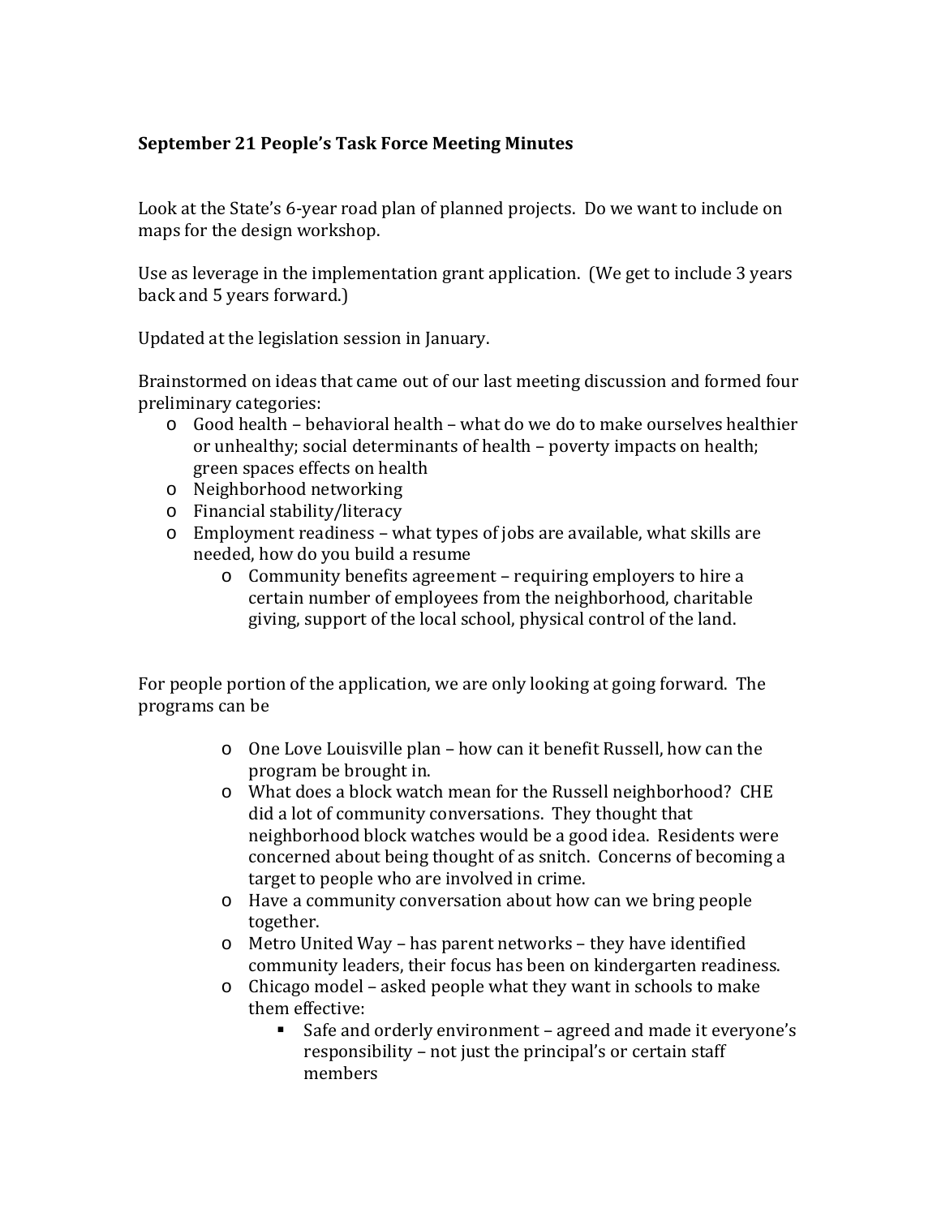**September 21 People's Task Force Meeting Minutes**

Look at the State's 6-year road plan of planned projects. Do we want to include on maps for the design workshop.

Use as leverage in the implementation grant application. (We get to include 3 years back and 5 years forward.)

Updated at the legislation session in January.

Brainstormed on ideas that came out of our last meeting discussion and formed four preliminary categories:

- Good health – behavioral health – what do we do to make ourselves healthier or unhealthy; social determinants of health – poverty impacts on health; green spaces effects on health
- Neighborhood networking
- Financial stability/literacy
- Employment readiness – what types of jobs are available, what skills are needed, how do you build a resume
    - Community benefits agreement – requiring employers to hire a certain number of employees from the neighborhood, charitable giving, support of the local school, physical control of the land.

For people portion of the application, we are only looking at going forward. The programs can be

- One Love Louisville plan – how can it benefit Russell, how can the program be brought in.
- What does a block watch mean for the Russell neighborhood? CHE did a lot of community conversations. They thought that neighborhood block watches would be a good idea. Residents were concerned about being thought of as snitch. Concerns of becoming a target to people who are involved in crime.
- Have a community conversation about how can we bring people together.
- Metro United Way – has parent networks – they have identified community leaders, their focus has been on kindergarten readiness.
- Chicago model – asked people what they want in schools to make them effective:
    - Safe and orderly environment – agreed and made it everyone's responsibility – not just the principal's or certain staff members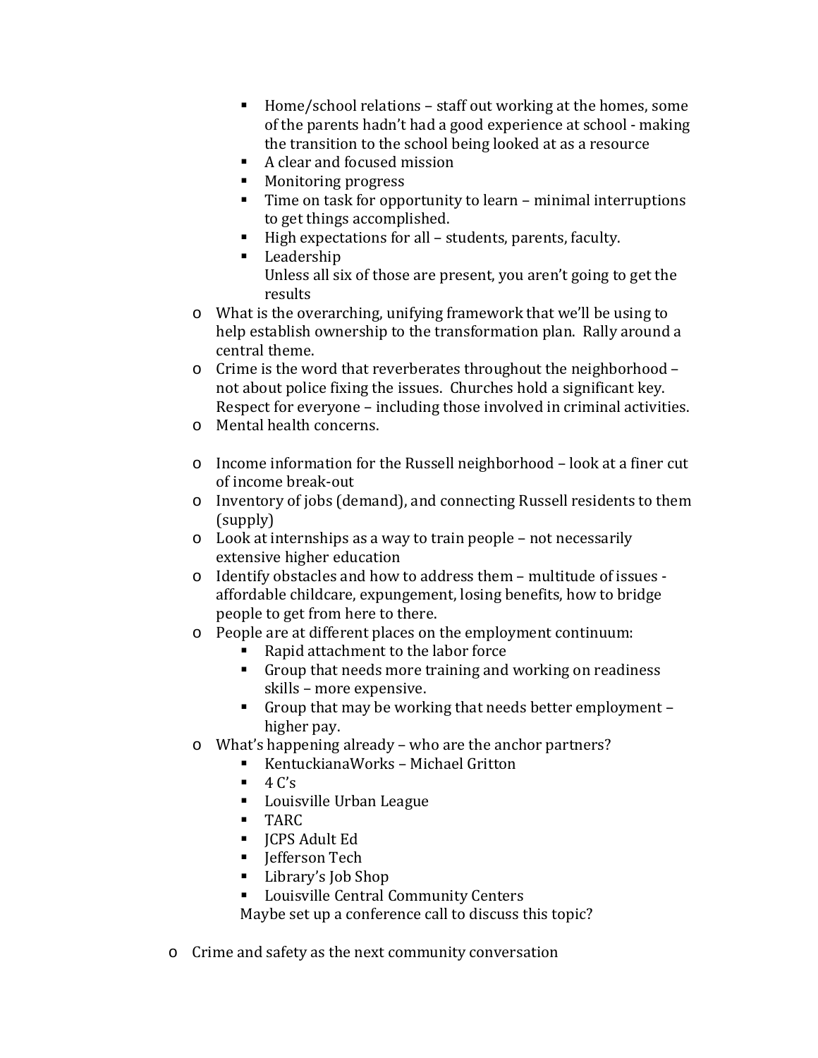- Home/school relations – staff out working at the homes, some of the parents hadn't had a good experience at school - making the transition to the school being looked at as a resource
    - A clear and focused mission
    - Monitoring progress
    - Time on task for opportunity to learn – minimal interruptions to get things accomplished.
    - High expectations for all – students, parents, faculty.
    - Leadership

      Unless all six of those are present, you aren't going to get the results
  - What is the overarching, unifying framework that we'll be using to help establish ownership to the transformation plan. Rally around a central theme.
  - Crime is the word that reverberates throughout the neighborhood – not about police fixing the issues. Churches hold a significant key. Respect for everyone – including those involved in criminal activities.
  - Mental health concerns.

  - Income information for the Russell neighborhood – look at a finer cut of income break-out
  - Inventory of jobs (demand), and connecting Russell residents to them (supply)
  - Look at internships as a way to train people – not necessarily extensive higher education
  - Identify obstacles and how to address them – multitude of issues - affordable childcare, expungement, losing benefits, how to bridge people to get from here to there.
  - People are at different places on the employment continuum:
    - Rapid attachment to the labor force
    - Group that needs more training and working on readiness skills – more expensive.
    - Group that may be working that needs better employment – higher pay.
  - What's happening already – who are the anchor partners?
    - KentuckianaWorks – Michael Gritton
    - 4 C's
    - Louisville Urban League
    - TARC
    - JCPS Adult Ed
    - Jefferson Tech
    - Library's Job Shop
    - Louisville Central Community Centers

    Maybe set up a conference call to discuss this topic?

- Crime and safety as the next community conversation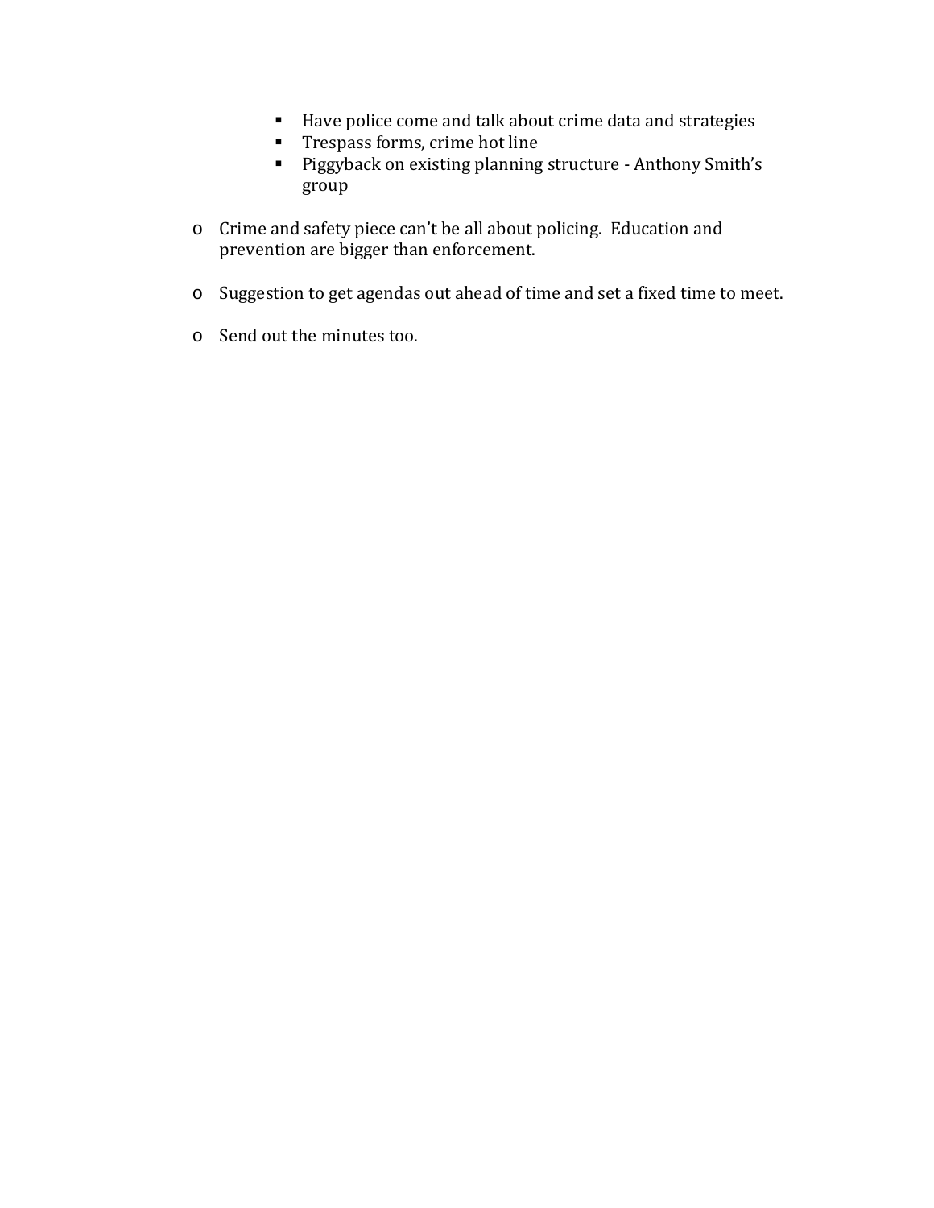- Have police come and talk about crime data and strategies
    - Trespass forms, crime hot line
    - Piggyback on existing planning structure - Anthony Smith's group

- Crime and safety piece can't be all about policing.  Education and prevention are bigger than enforcement.

- Suggestion to get agendas out ahead of time and set a fixed time to meet.

- Send out the minutes too.